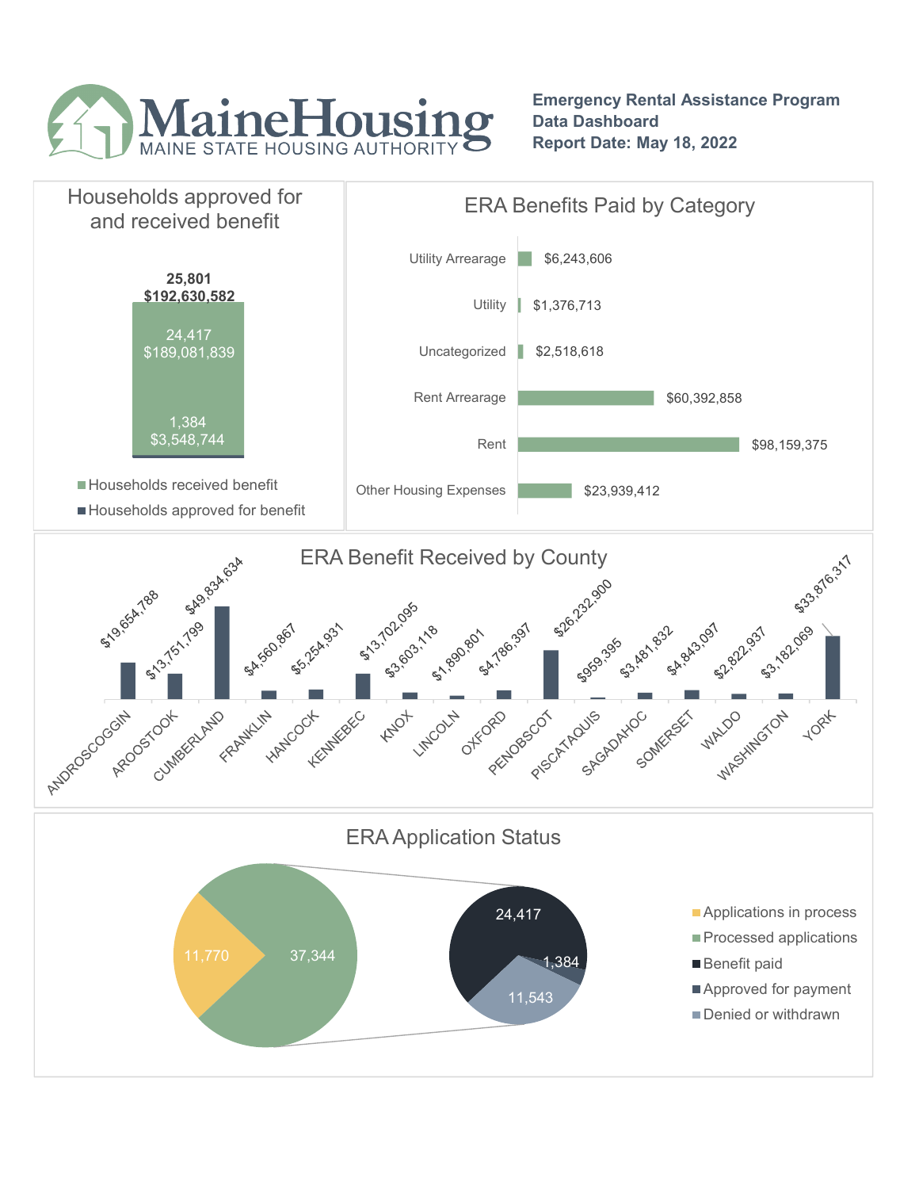# MaineHousing
MAINE STATE HOUSING AUTHORITY

**Emergency Rental Assistance Program**
**Data Dashboard**
**Report Date: May 18, 2022**

## Households approved for and received benefit

**25,801**
**$192,630,582**

| Category | Households | Amount |
|---|---|---|
| Households received benefit | 24,417 | $189,081,839 |
| Households approved for benefit | 1,384 | $3,548,744 |

## ERA Benefits Paid by Category

| Category | Amount |
|---|---|
| Utility Arrearage | $6,243,606 |
| Utility | $1,376,713 |
| Uncategorized | $2,518,618 |
| Rent Arrearage | $60,392,858 |
| Rent | $98,159,375 |
| Other Housing Expenses | $23,939,412 |

## ERA Benefit Received by County

| County | Amount |
|---|---|
| ANDROSCOGGIN | $19,654,788 |
| AROOSTOOK | $13,751,799 |
| CUMBERLAND | $49,834,634 |
| FRANKLIN | $4,560,867 |
| HANCOCK | $5,254,931 |
| KENNEBEC | $13,702,095 |
| KNOX | $3,603,118 |
| LINCOLN | $1,890,801 |
| OXFORD | $4,786,397 |
| PENOBSCOT | $26,232,900 |
| PISCATAQUIS | $959,395 |
| SAGADAHOC | $3,481,832 |
| SOMERSET | $4,843,097 |
| WALDO | $2,822,937 |
| WASHINGTON | $3,182,069 |
| YORK | $33,876,317 |

## ERA Application Status

| Status | Count |
|---|---|
| Applications in process | 11,770 |
| Processed applications | 37,344 |
| Benefit paid | 24,417 |
| Approved for payment | 1,384 |
| Denied or withdrawn | 11,543 |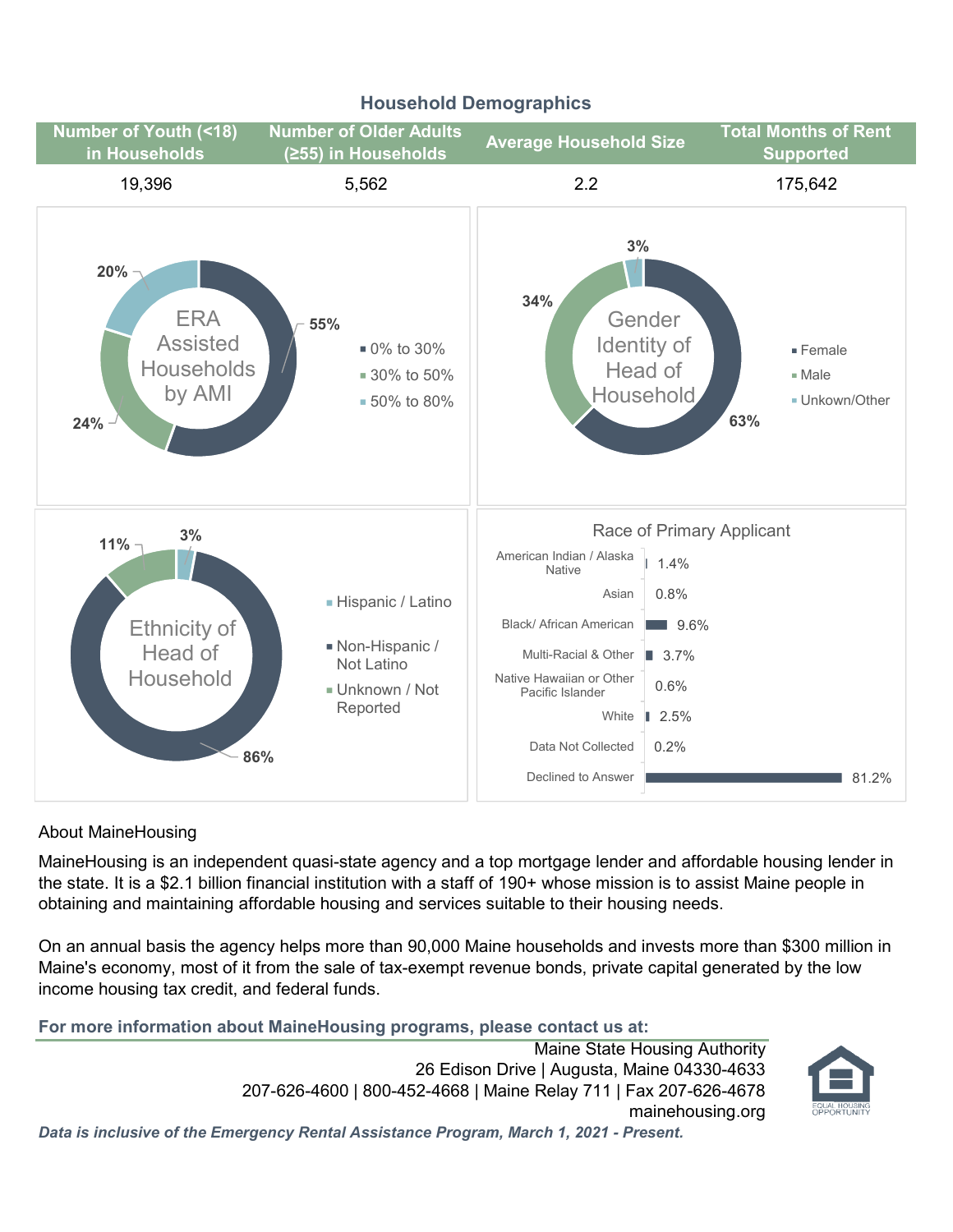## Household Demographics

| Number of Youth (<18) in Households | Number of Older Adults (≥55) in Households | Average Household Size | Total Months of Rent Supported |
|---|---|---|---|
| 19,396 | 5,562 | 2.2 | 175,642 |

ERA Assisted Households by AMI

55%
24%
20%

0% to 30%
30% to 50%
50% to 80%

Gender Identity of Head of Household

63%
34%
3%

Female
Male
Unkown/Other

Ethnicity of Head of Household

3%
86%
11%

Hispanic / Latino
Non-Hispanic / Not Latino
Unknown / Not Reported

Race of Primary Applicant

American Indian / Alaska Native 1.4%
Asian 0.8%
Black/ African American 9.6%
Multi-Racial & Other 3.7%
Native Hawaiian or Other Pacific Islander 0.6%
White 2.5%
Data Not Collected 0.2%
Declined to Answer 81.2%

About MaineHousing

MaineHousing is an independent quasi-state agency and a top mortgage lender and affordable housing lender in the state. It is a $2.1 billion financial institution with a staff of 190+ whose mission is to assist Maine people in obtaining and maintaining affordable housing and services suitable to their housing needs.

On an annual basis the agency helps more than 90,000 Maine households and invests more than $300 million in Maine's economy, most of it from the sale of tax-exempt revenue bonds, private capital generated by the low income housing tax credit, and federal funds.

**For more information about MaineHousing programs, please contact us at:**

Maine State Housing Authority
26 Edison Drive | Augusta, Maine 04330-4633
207-626-4600 | 800-452-4668 | Maine Relay 711 | Fax 207-626-4678
mainehousing.org

EQUAL HOUSING OPPORTUNITY

***Data is inclusive of the Emergency Rental Assistance Program, March 1, 2021 - Present.***